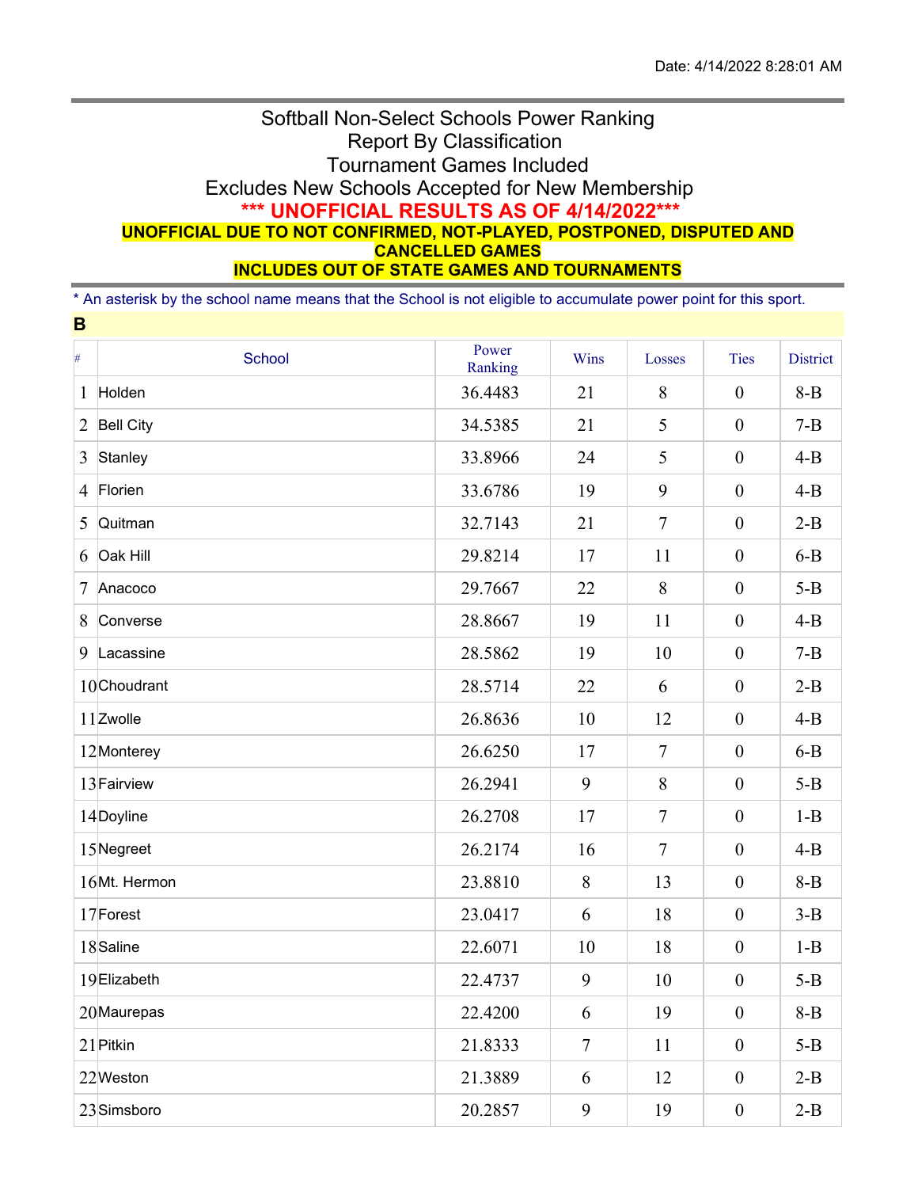Date: 4/14/2022 8:28:01 AM

# Softball Non-Select Schools Power Ranking

## Report By Classification

## Tournament Games Included

## Excludes New Schools Accepted for New Membership

**\*\*\* UNOFFICIAL RESULTS AS OF 4/14/2022\*\*\***

**UNOFFICIAL DUE TO NOT CONFIRMED, NOT-PLAYED, POSTPONED, DISPUTED AND CANCELLED GAMES**

**INCLUDES OUT OF STATE GAMES AND TOURNAMENTS**

* An asterisk by the school name means that the School is not eligible to accumulate power point for this sport.

**B**

| # | School | Power Ranking | Wins | Losses | Ties | District |
|---|---|---|---|---|---|---|
| 1 | Holden | 36.4483 | 21 | 8 | 0 | 8-B |
| 2 | Bell City | 34.5385 | 21 | 5 | 0 | 7-B |
| 3 | Stanley | 33.8966 | 24 | 5 | 0 | 4-B |
| 4 | Florien | 33.6786 | 19 | 9 | 0 | 4-B |
| 5 | Quitman | 32.7143 | 21 | 7 | 0 | 2-B |
| 6 | Oak Hill | 29.8214 | 17 | 11 | 0 | 6-B |
| 7 | Anacoco | 29.7667 | 22 | 8 | 0 | 5-B |
| 8 | Converse | 28.8667 | 19 | 11 | 0 | 4-B |
| 9 | Lacassine | 28.5862 | 19 | 10 | 0 | 7-B |
| 10 | Choudrant | 28.5714 | 22 | 6 | 0 | 2-B |
| 11 | Zwolle | 26.8636 | 10 | 12 | 0 | 4-B |
| 12 | Monterey | 26.6250 | 17 | 7 | 0 | 6-B |
| 13 | Fairview | 26.2941 | 9 | 8 | 0 | 5-B |
| 14 | Doyline | 26.2708 | 17 | 7 | 0 | 1-B |
| 15 | Negreet | 26.2174 | 16 | 7 | 0 | 4-B |
| 16 | Mt. Hermon | 23.8810 | 8 | 13 | 0 | 8-B |
| 17 | Forest | 23.0417 | 6 | 18 | 0 | 3-B |
| 18 | Saline | 22.6071 | 10 | 18 | 0 | 1-B |
| 19 | Elizabeth | 22.4737 | 9 | 10 | 0 | 5-B |
| 20 | Maurepas | 22.4200 | 6 | 19 | 0 | 8-B |
| 21 | Pitkin | 21.8333 | 7 | 11 | 0 | 5-B |
| 22 | Weston | 21.3889 | 6 | 12 | 0 | 2-B |
| 23 | Simsboro | 20.2857 | 9 | 19 | 0 | 2-B |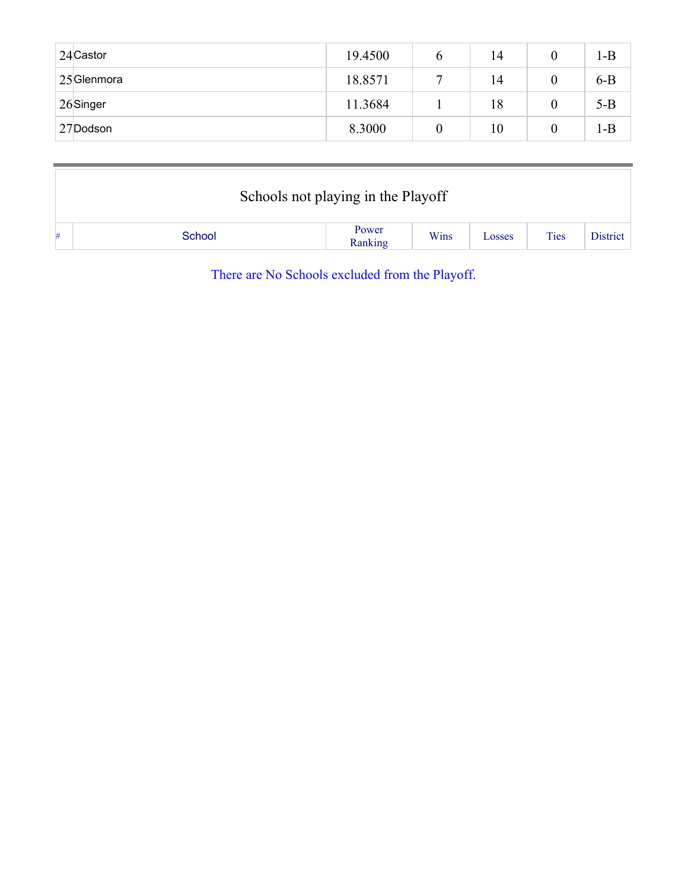| | | | | | | |
|---|---|---|---|---|---|---|
| 24 | Castor | 19.4500 | 6 | 14 | 0 | 1-B |
| 25 | Glenmora | 18.8571 | 7 | 14 | 0 | 6-B |
| 26 | Singer | 11.3684 | 1 | 18 | 0 | 5-B |
| 27 | Dodson | 8.3000 | 0 | 10 | 0 | 1-B |

---

Schools not playing in the Playoff

| # | School | Power Ranking | Wins | Losses | Ties | District |
|---|---|---|---|---|---|---|

There are No Schools excluded from the Playoff.